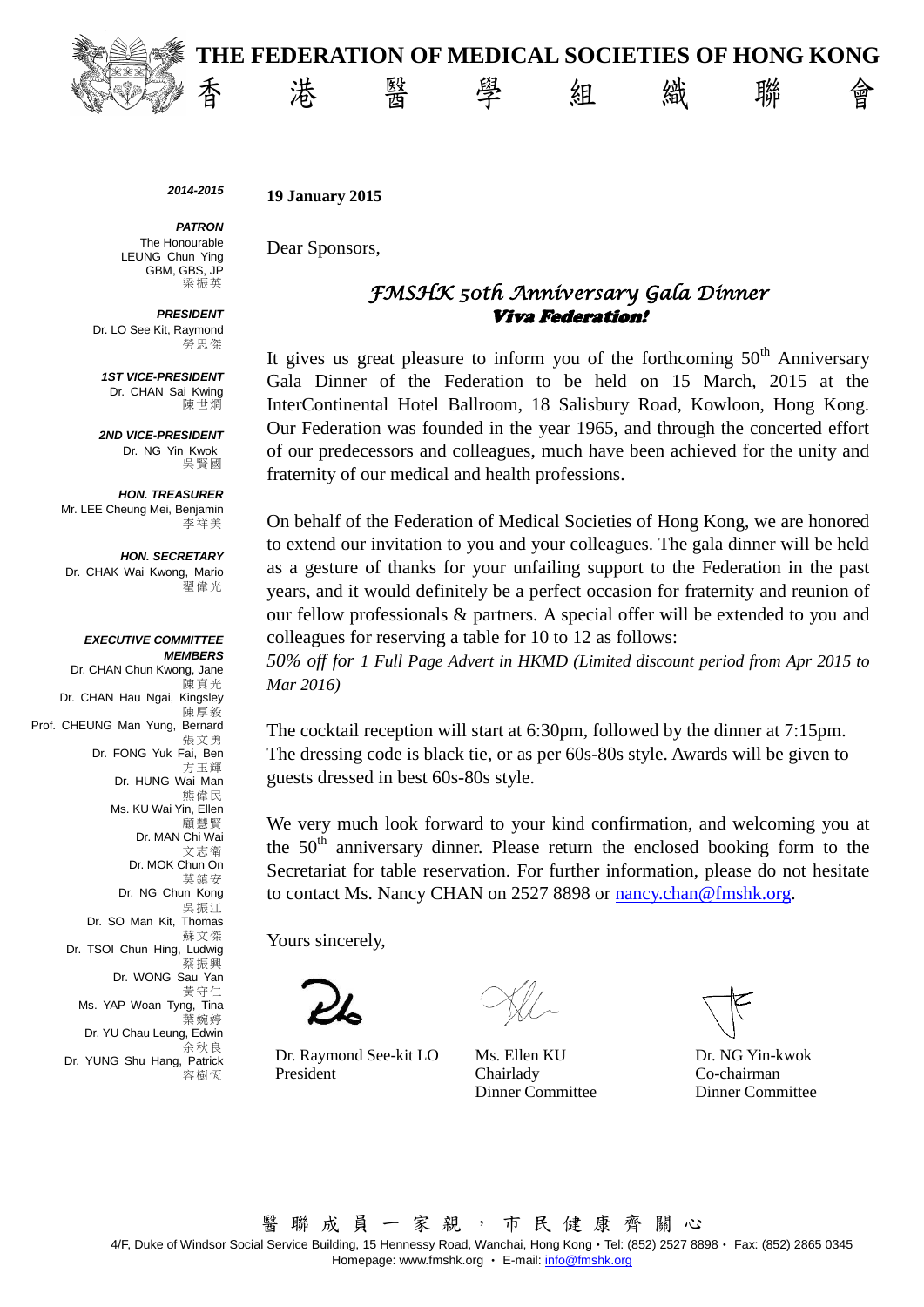# THE FEDERATION OF MEDICAL SOCIETIES OF HONG KONG

香港醫學組織聯會

*2014-2015*

***PATRON***
The Honourable
LEUNG Chun Ying
GBM, GBS, JP
梁振英

***PRESIDENT***
Dr. LO See Kit, Raymond
勞思傑

***1ST VICE-PRESIDENT***
Dr. CHAN Sai Kwing
陳世炯

***2ND VICE-PRESIDENT***
Dr. NG Yin Kwok
吳賢國

***HON. TREASURER***
Mr. LEE Cheung Mei, Benjamin
李祥美

***HON. SECRETARY***
Dr. CHAK Wai Kwong, Mario
翟偉光

***EXECUTIVE COMMITTEE MEMBERS***
Dr. CHAN Chun Kwong, Jane 陳真光
Dr. CHAN Hau Ngai, Kingsley 陳厚毅
Prof. CHEUNG Man Yung, Bernard 張文勇
Dr. FONG Yuk Fai, Ben 方玉輝
Dr. HUNG Wai Man 熊偉民
Ms. KU Wai Yin, Ellen 顧慧賢
Dr. MAN Chi Wai 文志衛
Dr. MOK Chun On 莫鎮安
Dr. NG Chun Kong 吳振江
Dr. SO Man Kit, Thomas 蘇文傑
Dr. TSOI Chun Hing, Ludwig 蔡振興
Dr. WONG Sau Yan 黃守仁
Ms. YAP Woan Tyng, Tina 葉婉婷
Dr. YU Chau Leung, Edwin 余秋良
Dr. YUNG Shu Hang, Patrick 容樹恆

**19 January 2015**

Dear Sponsors,

## *FMSHK 50th Anniversary Gala Dinner*
## ***Viva Federation!***

It gives us great pleasure to inform you of the forthcoming 50th Anniversary Gala Dinner of the Federation to be held on 15 March, 2015 at the InterContinental Hotel Ballroom, 18 Salisbury Road, Kowloon, Hong Kong. Our Federation was founded in the year 1965, and through the concerted effort of our predecessors and colleagues, much have been achieved for the unity and fraternity of our medical and health professions.

On behalf of the Federation of Medical Societies of Hong Kong, we are honored to extend our invitation to you and your colleagues. The gala dinner will be held as a gesture of thanks for your unfailing support to the Federation in the past years, and it would definitely be a perfect occasion for fraternity and reunion of our fellow professionals & partners. A special offer will be extended to you and colleagues for reserving a table for 10 to 12 as follows:

*50% off for 1 Full Page Advert in HKMD (Limited discount period from Apr 2015 to Mar 2016)*

The cocktail reception will start at 6:30pm, followed by the dinner at 7:15pm. The dressing code is black tie, or as per 60s-80s style. Awards will be given to guests dressed in best 60s-80s style.

We very much look forward to your kind confirmation, and welcoming you at the 50th anniversary dinner. Please return the enclosed booking form to the Secretariat for table reservation. For further information, please do not hesitate to contact Ms. Nancy CHAN on 2527 8898 or nancy.chan@fmshk.org.

Yours sincerely,

| Dr. Raymond See-kit LO | Ms. Ellen KU | Dr. NG Yin-kwok |
|---|---|---|
| President | Chairlady | Co-chairman |
| | Dinner Committee | Dinner Committee |

醫聯成員一家親，市民健康齊關心

4/F, Duke of Windsor Social Service Building, 15 Hennessy Road, Wanchai, Hong Kong・Tel: (852) 2527 8898・ Fax: (852) 2865 0345
Homepage: www.fmshk.org ・ E-mail: info@fmshk.org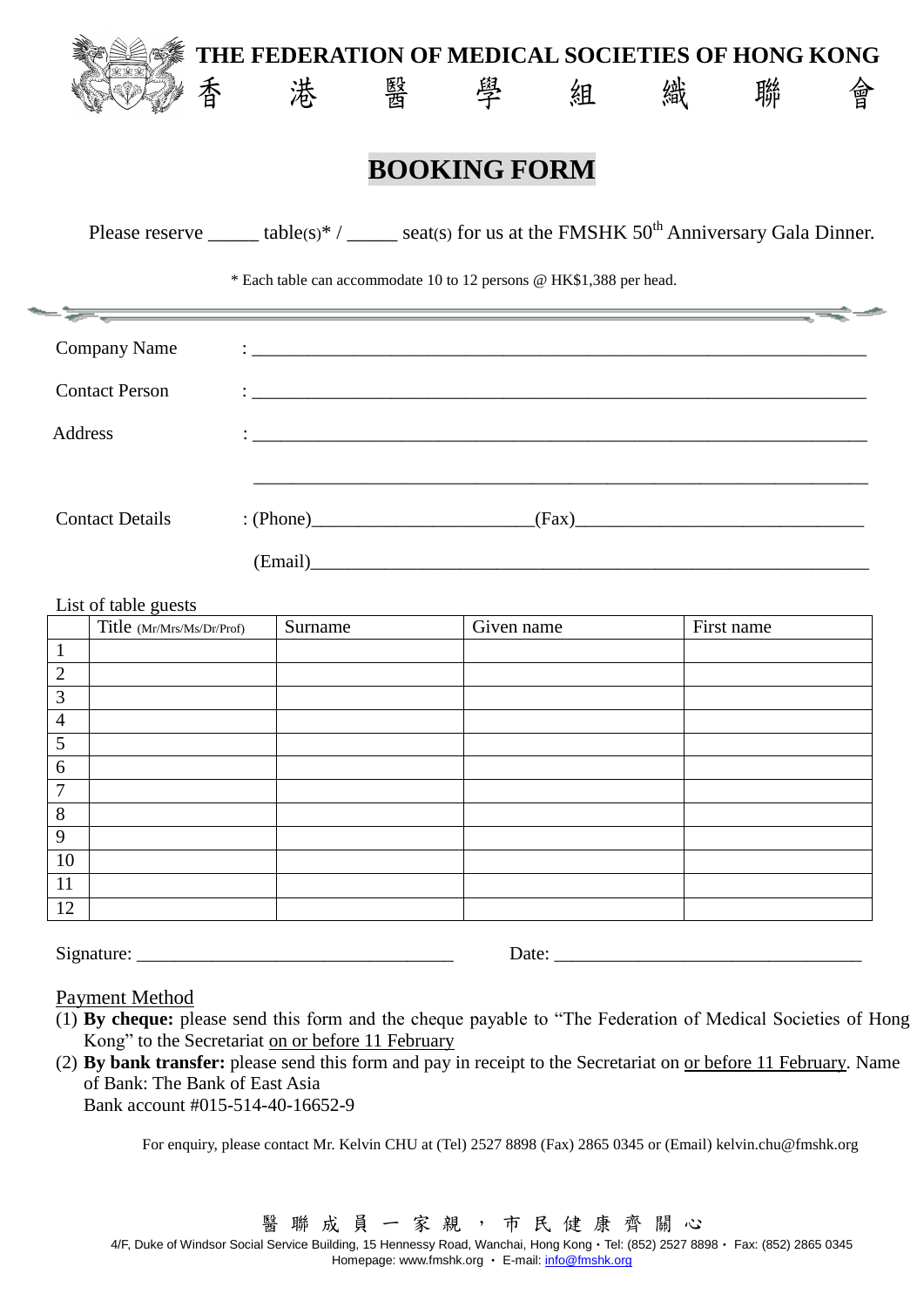# THE FEDERATION OF MEDICAL SOCIETIES OF HONG KONG
# 香 港 醫 學 組 織 聯 會

## BOOKING FORM

Please reserve _____ table(s)* / _____ seat(s) for us at the FMSHK 50th Anniversary Gala Dinner.

\* Each table can accommodate 10 to 12 persons @ HK$1,388 per head.

Company Name : ____________________________________________

Contact Person : ____________________________________________

Address : ____________________________________________

____________________________________________

Contact Details : (Phone)______________________(Fax)___________________________

(Email)____________________________________________

List of table guests

| | Title (Mr/Mrs/Ms/Dr/Prof) | Surname | Given name | First name |
|---|---|---|---|---|
| 1 | | | | |
| 2 | | | | |
| 3 | | | | |
| 4 | | | | |
| 5 | | | | |
| 6 | | | | |
| 7 | | | | |
| 8 | | | | |
| 9 | | | | |
| 10 | | | | |
| 11 | | | | |
| 12 | | | | |

Signature: ______________________________ Date: ______________________________

Payment Method

(1) **By cheque:** please send this form and the cheque payable to "The Federation of Medical Societies of Hong Kong" to the Secretariat on or before 11 February

(2) **By bank transfer:** please send this form and pay in receipt to the Secretariat on or before 11 February. Name of Bank: The Bank of East Asia
Bank account #015-514-40-16652-9

For enquiry, please contact Mr. Kelvin CHU at (Tel) 2527 8898 (Fax) 2865 0345 or (Email) kelvin.chu@fmshk.org

醫 聯 成 員 一 家 親 ， 市 民 健 康 齊 關 心

4/F, Duke of Windsor Social Service Building, 15 Hennessy Road, Wanchai, Hong Kong • Tel: (852) 2527 8898 • Fax: (852) 2865 0345
Homepage: www.fmshk.org • E-mail: info@fmshk.org